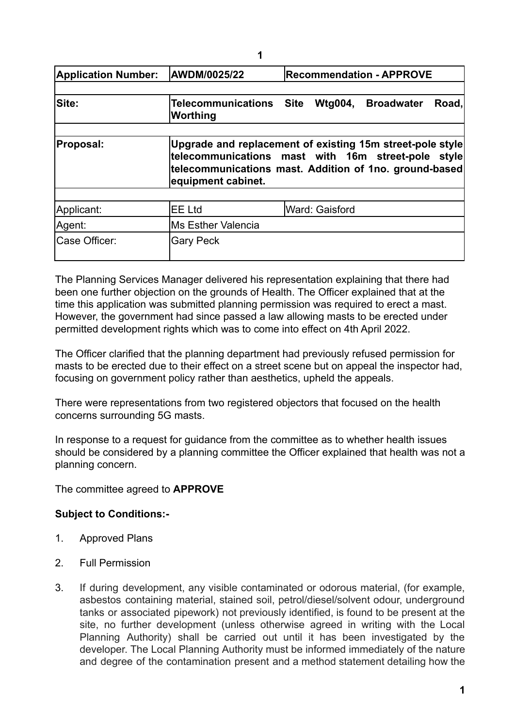| Application Number: | AWDM/0025/22 | Recommendation - APPROVE |
|---|---|---|
| | | |
| **Site:** | **Telecommunications Site Wtg004, Broadwater Road, Worthing** | |
| | | |
| **Proposal:** | **Upgrade and replacement of existing 15m street-pole style telecommunications mast with 16m street-pole style telecommunications mast. Addition of 1no. ground-based equipment cabinet.** | |
| | | |
| Applicant: | EE Ltd | Ward: Gaisford |
| Agent: | Ms Esther Valencia | |
| Case Officer: | Gary Peck | |

The Planning Services Manager delivered his representation explaining that there had been one further objection on the grounds of Health. The Officer explained that at the time this application was submitted planning permission was required to erect a mast. However, the government had since passed a law allowing masts to be erected under permitted development rights which was to come into effect on 4th April 2022.

The Officer clarified that the planning department had previously refused permission for masts to be erected due to their effect on a street scene but on appeal the inspector had, focusing on government policy rather than aesthetics, upheld the appeals.

There were representations from two registered objectors that focused on the health concerns surrounding 5G masts.

In response to a request for guidance from the committee as to whether health issues should be considered by a planning committee the Officer explained that health was not a planning concern.

The committee agreed to **APPROVE**

**Subject to Conditions:-**

1. Approved Plans
2. Full Permission
3. If during development, any visible contaminated or odorous material, (for example, asbestos containing material, stained soil, petrol/diesel/solvent odour, underground tanks or associated pipework) not previously identified, is found to be present at the site, no further development (unless otherwise agreed in writing with the Local Planning Authority) shall be carried out until it has been investigated by the developer. The Local Planning Authority must be informed immediately of the nature and degree of the contamination present and a method statement detailing how the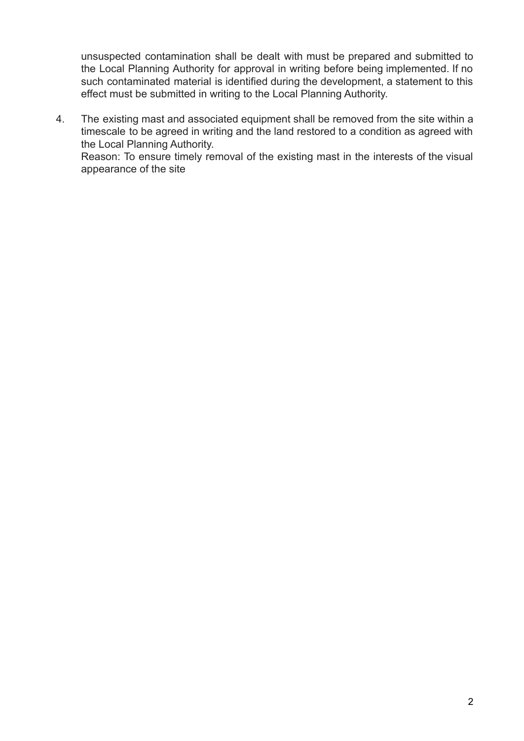unsuspected contamination shall be dealt with must be prepared and submitted to the Local Planning Authority for approval in writing before being implemented. If no such contaminated material is identified during the development, a statement to this effect must be submitted in writing to the Local Planning Authority.

4. The existing mast and associated equipment shall be removed from the site within a timescale to be agreed in writing and the land restored to a condition as agreed with the Local Planning Authority.
   Reason: To ensure timely removal of the existing mast in the interests of the visual appearance of the site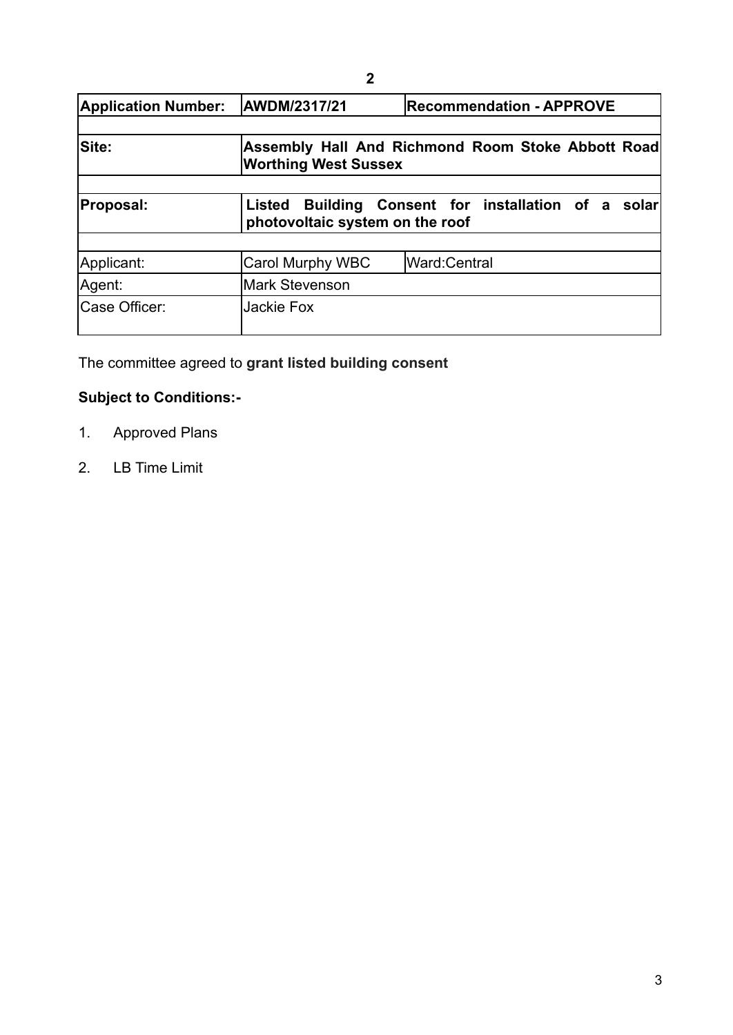**2**

| | | |
|---|---|---|
| **Application Number:** | **AWDM/2317/21** | **Recommendation - APPROVE** |
| | | |
| **Site:** | **Assembly Hall And Richmond Room Stoke Abbott Road Worthing West Sussex** | |
| | | |
| **Proposal:** | **Listed Building Consent for installation of a solar photovoltaic system on the roof** | |
| | | |
| Applicant: | Carol Murphy WBC | Ward:Central |
| Agent: | Mark Stevenson | |
| Case Officer: | Jackie Fox | |

The committee agreed to **grant listed building consent**

**Subject to Conditions:-**

1. Approved Plans
2. LB Time Limit